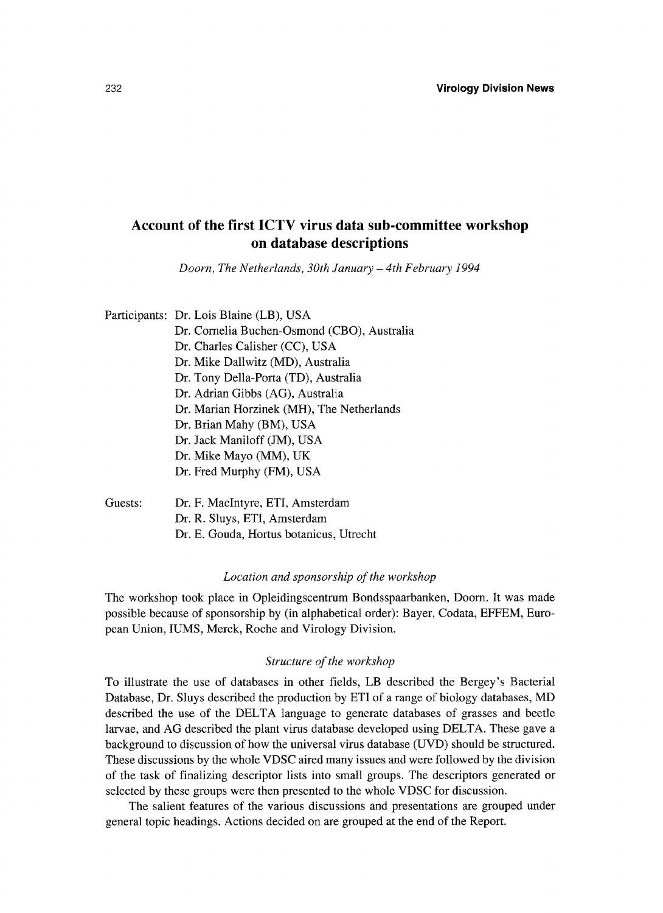# Account of the first ICTV virus data sub-committee workshop on database descriptions

*Doorn, The Netherlands, 30th January – 4th February 1994*

Participants: Dr. Lois Blaine (LB), USA
Dr. Cornelia Buchen-Osmond (CBO), Australia
Dr. Charles Calisher (CC), USA
Dr. Mike Dallwitz (MD), Australia
Dr. Tony Della-Porta (TD), Australia
Dr. Adrian Gibbs (AG), Australia
Dr. Marian Horzinek (MH), The Netherlands
Dr. Brian Mahy (BM), USA
Dr. Jack Maniloff (JM), USA
Dr. Mike Mayo (MM), UK
Dr. Fred Murphy (FM), USA

Guests: Dr. F. MacIntyre, ETI, Amsterdam
Dr. R. Sluys, ETI, Amsterdam
Dr. E. Gouda, Hortus botanicus, Utrecht

### *Location and sponsorship of the workshop*

The workshop took place in Opleidingscentrum Bondsspaarbanken, Doorn. It was made possible because of sponsorship by (in alphabetical order): Bayer, Codata, EFFEM, European Union, IUMS, Merck, Roche and Virology Division.

### *Structure of the workshop*

To illustrate the use of databases in other fields, LB described the Bergey's Bacterial Database, Dr. Sluys described the production by ETI of a range of biology databases, MD described the use of the DELTA language to generate databases of grasses and beetle larvae, and AG described the plant virus database developed using DELTA. These gave a background to discussion of how the universal virus database (UVD) should be structured. These discussions by the whole VDSC aired many issues and were followed by the division of the task of finalizing descriptor lists into small groups. The descriptors generated or selected by these groups were then presented to the whole VDSC for discussion.

The salient features of the various discussions and presentations are grouped under general topic headings. Actions decided on are grouped at the end of the Report.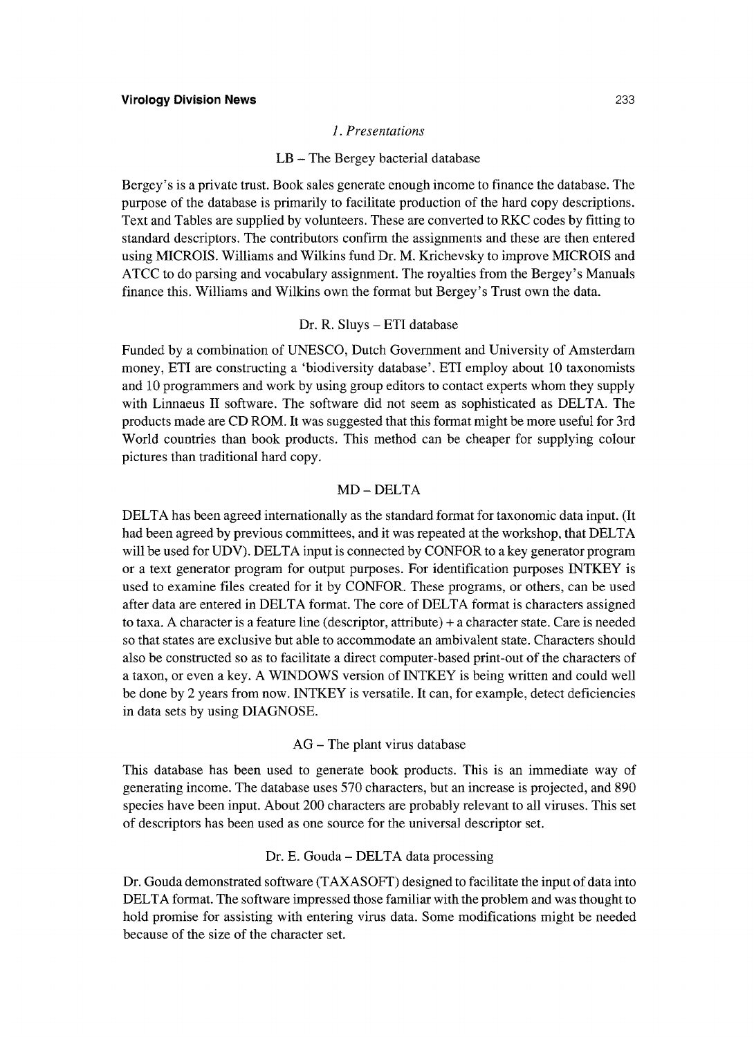### 1. Presentations

#### LB – The Bergey bacterial database

Bergey's is a private trust. Book sales generate enough income to finance the database. The purpose of the database is primarily to facilitate production of the hard copy descriptions. Text and Tables are supplied by volunteers. These are converted to RKC codes by fitting to standard descriptors. The contributors confirm the assignments and these are then entered using MICROIS. Williams and Wilkins fund Dr. M. Krichevsky to improve MICROIS and ATCC to do parsing and vocabulary assignment. The royalties from the Bergey's Manuals finance this. Williams and Wilkins own the format but Bergey's Trust own the data.

#### Dr. R. Sluys – ETI database

Funded by a combination of UNESCO, Dutch Government and University of Amsterdam money, ETI are constructing a 'biodiversity database'. ETI employ about 10 taxonomists and 10 programmers and work by using group editors to contact experts whom they supply with Linnaeus II software. The software did not seem as sophisticated as DELTA. The products made are CD ROM. It was suggested that this format might be more useful for 3rd World countries than book products. This method can be cheaper for supplying colour pictures than traditional hard copy.

#### MD – DELTA

DELTA has been agreed internationally as the standard format for taxonomic data input. (It had been agreed by previous committees, and it was repeated at the workshop, that DELTA will be used for UDV). DELTA input is connected by CONFOR to a key generator program or a text generator program for output purposes. For identification purposes INTKEY is used to examine files created for it by CONFOR. These programs, or others, can be used after data are entered in DELTA format. The core of DELTA format is characters assigned to taxa. A character is a feature line (descriptor, attribute) + a character state. Care is needed so that states are exclusive but able to accommodate an ambivalent state. Characters should also be constructed so as to facilitate a direct computer-based print-out of the characters of a taxon, or even a key. A WINDOWS version of INTKEY is being written and could well be done by 2 years from now. INTKEY is versatile. It can, for example, detect deficiencies in data sets by using DIAGNOSE.

#### AG – The plant virus database

This database has been used to generate book products. This is an immediate way of generating income. The database uses 570 characters, but an increase is projected, and 890 species have been input. About 200 characters are probably relevant to all viruses. This set of descriptors has been used as one source for the universal descriptor set.

#### Dr. E. Gouda – DELTA data processing

Dr. Gouda demonstrated software (TAXASOFT) designed to facilitate the input of data into DELTA format. The software impressed those familiar with the problem and was thought to hold promise for assisting with entering virus data. Some modifications might be needed because of the size of the character set.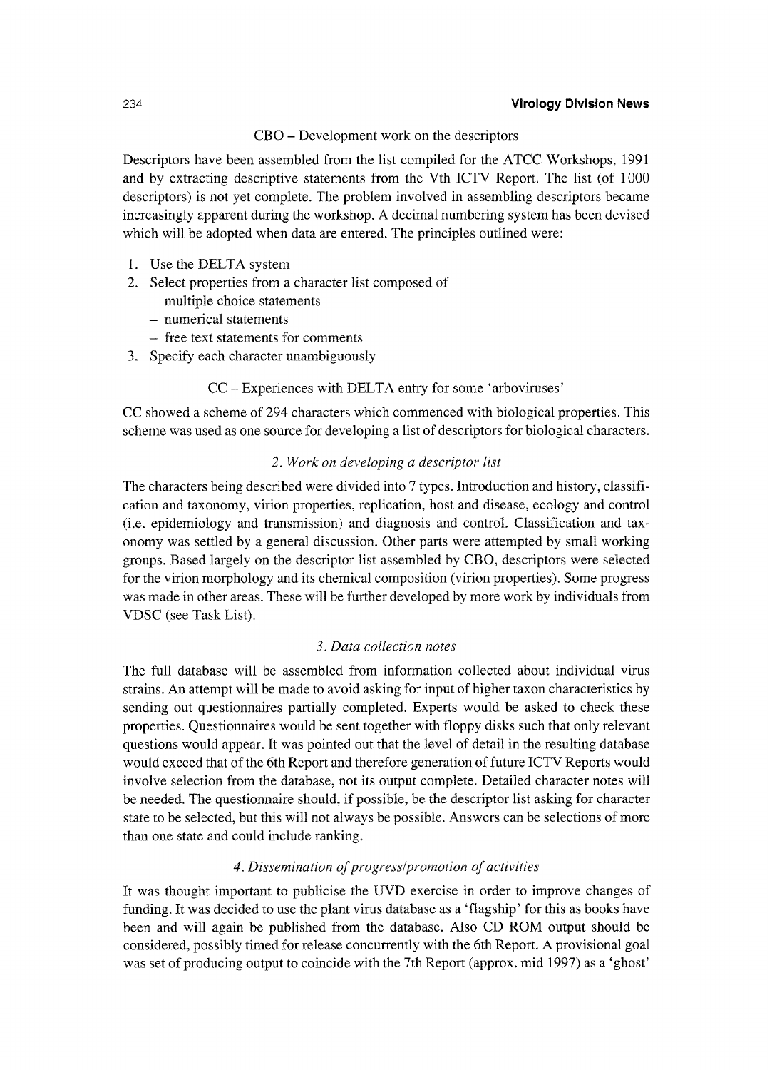CBO – Development work on the descriptors

Descriptors have been assembled from the list compiled for the ATCC Workshops, 1991 and by extracting descriptive statements from the Vth ICTV Report. The list (of 1000 descriptors) is not yet complete. The problem involved in assembling descriptors became increasingly apparent during the workshop. A decimal numbering system has been devised which will be adopted when data are entered. The principles outlined were:

1. Use the DELTA system
2. Select properties from a character list composed of
   - multiple choice statements
   - numerical statements
   - free text statements for comments
3. Specify each character unambiguously

CC – Experiences with DELTA entry for some 'arboviruses'

CC showed a scheme of 294 characters which commenced with biological properties. This scheme was used as one source for developing a list of descriptors for biological characters.

### *2. Work on developing a descriptor list*

The characters being described were divided into 7 types. Introduction and history, classification and taxonomy, virion properties, replication, host and disease, ecology and control (i.e. epidemiology and transmission) and diagnosis and control. Classification and taxonomy was settled by a general discussion. Other parts were attempted by small working groups. Based largely on the descriptor list assembled by CBO, descriptors were selected for the virion morphology and its chemical composition (virion properties). Some progress was made in other areas. These will be further developed by more work by individuals from VDSC (see Task List).

### *3. Data collection notes*

The full database will be assembled from information collected about individual virus strains. An attempt will be made to avoid asking for input of higher taxon characteristics by sending out questionnaires partially completed. Experts would be asked to check these properties. Questionnaires would be sent together with floppy disks such that only relevant questions would appear. It was pointed out that the level of detail in the resulting database would exceed that of the 6th Report and therefore generation of future ICTV Reports would involve selection from the database, not its output complete. Detailed character notes will be needed. The questionnaire should, if possible, be the descriptor list asking for character state to be selected, but this will not always be possible. Answers can be selections of more than one state and could include ranking.

### *4. Dissemination of progress/promotion of activities*

It was thought important to publicise the UVD exercise in order to improve changes of funding. It was decided to use the plant virus database as a 'flagship' for this as books have been and will again be published from the database. Also CD ROM output should be considered, possibly timed for release concurrently with the 6th Report. A provisional goal was set of producing output to coincide with the 7th Report (approx. mid 1997) as a 'ghost'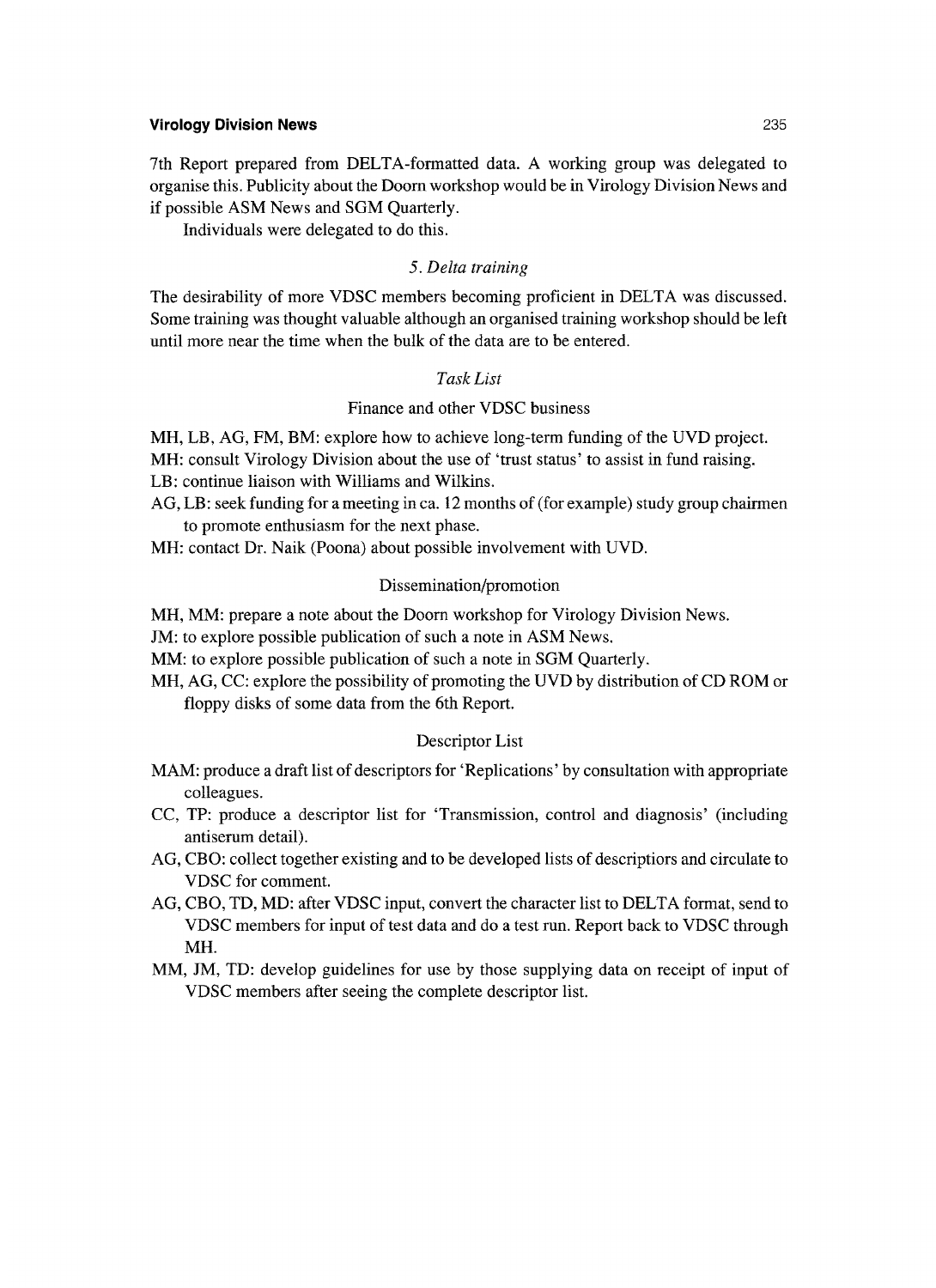7th Report prepared from DELTA-formatted data. A working group was delegated to organise this. Publicity about the Doorn workshop would be in Virology Division News and if possible ASM News and SGM Quarterly.

Individuals were delegated to do this.

### *5. Delta training*

The desirability of more VDSC members becoming proficient in DELTA was discussed. Some training was thought valuable although an organised training workshop should be left until more near the time when the bulk of the data are to be entered.

### *Task List*

#### Finance and other VDSC business

MH, LB, AG, FM, BM: explore how to achieve long-term funding of the UVD project.

MH: consult Virology Division about the use of 'trust status' to assist in fund raising.

LB: continue liaison with Williams and Wilkins.

AG, LB: seek funding for a meeting in ca. 12 months of (for example) study group chairmen to promote enthusiasm for the next phase.

MH: contact Dr. Naik (Poona) about possible involvement with UVD.

#### Dissemination/promotion

MH, MM: prepare a note about the Doorn workshop for Virology Division News.

JM: to explore possible publication of such a note in ASM News.

MM: to explore possible publication of such a note in SGM Quarterly.

MH, AG, CC: explore the possibility of promoting the UVD by distribution of CD ROM or floppy disks of some data from the 6th Report.

#### Descriptor List

MAM: produce a draft list of descriptors for 'Replications' by consultation with appropriate colleagues.

CC, TP: produce a descriptor list for 'Transmission, control and diagnosis' (including antiserum detail).

AG, CBO: collect together existing and to be developed lists of descriptiors and circulate to VDSC for comment.

AG, CBO, TD, MD: after VDSC input, convert the character list to DELTA format, send to VDSC members for input of test data and do a test run. Report back to VDSC through MH.

MM, JM, TD: develop guidelines for use by those supplying data on receipt of input of VDSC members after seeing the complete descriptor list.